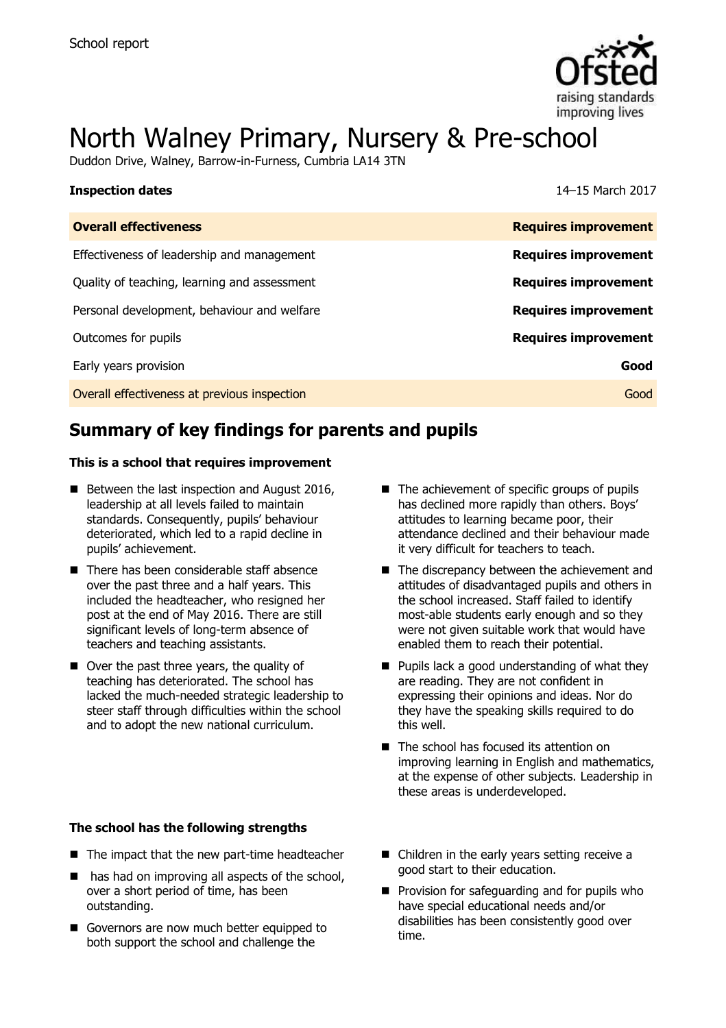School report

# North Walney Primary, Nursery & Pre-school

Duddon Drive, Walney, Barrow-in-Furness, Cumbria LA14 3TN

**Inspection dates** 14–15 March 2017

| **Overall effectiveness** | **Requires improvement** |
|---|---|
| Effectiveness of leadership and management | **Requires improvement** |
| Quality of teaching, learning and assessment | **Requires improvement** |
| Personal development, behaviour and welfare | **Requires improvement** |
| Outcomes for pupils | **Requires improvement** |
| Early years provision | **Good** |
| Overall effectiveness at previous inspection | Good |

## Summary of key findings for parents and pupils

**This is a school that requires improvement**

- Between the last inspection and August 2016, leadership at all levels failed to maintain standards. Consequently, pupils' behaviour deteriorated, which led to a rapid decline in pupils' achievement.
- There has been considerable staff absence over the past three and a half years. This included the headteacher, who resigned her post at the end of May 2016. There are still significant levels of long-term absence of teachers and teaching assistants.
- Over the past three years, the quality of teaching has deteriorated. The school has lacked the much-needed strategic leadership to steer staff through difficulties within the school and to adopt the new national curriculum.
- The achievement of specific groups of pupils has declined more rapidly than others. Boys' attitudes to learning became poor, their attendance declined and their behaviour made it very difficult for teachers to teach.
- The discrepancy between the achievement and attitudes of disadvantaged pupils and others in the school increased. Staff failed to identify most-able students early enough and so they were not given suitable work that would have enabled them to reach their potential.
- Pupils lack a good understanding of what they are reading. They are not confident in expressing their opinions and ideas. Nor do they have the speaking skills required to do this well.
- The school has focused its attention on improving learning in English and mathematics, at the expense of other subjects. Leadership in these areas is underdeveloped.

**The school has the following strengths**

- The impact that the new part-time headteacher has had on improving all aspects of the school, over a short period of time, has been outstanding.
- Governors are now much better equipped to both support the school and challenge the
- Children in the early years setting receive a good start to their education.
- Provision for safeguarding and for pupils who have special educational needs and/or disabilities has been consistently good over time.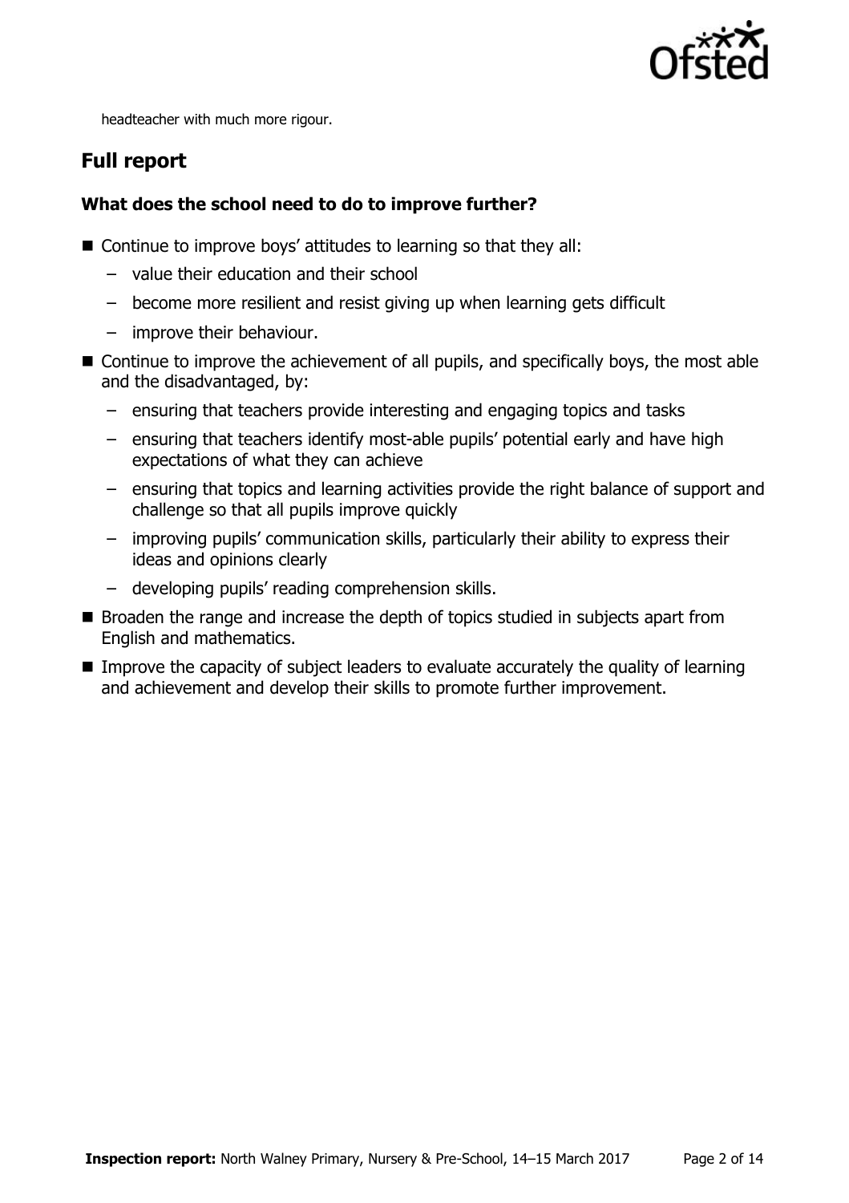headteacher with much more rigour.

## Full report

### What does the school need to do to improve further?

- Continue to improve boys' attitudes to learning so that they all:
  - value their education and their school
  - become more resilient and resist giving up when learning gets difficult
  - improve their behaviour.
- Continue to improve the achievement of all pupils, and specifically boys, the most able and the disadvantaged, by:
  - ensuring that teachers provide interesting and engaging topics and tasks
  - ensuring that teachers identify most-able pupils' potential early and have high expectations of what they can achieve
  - ensuring that topics and learning activities provide the right balance of support and challenge so that all pupils improve quickly
  - improving pupils' communication skills, particularly their ability to express their ideas and opinions clearly
  - developing pupils' reading comprehension skills.
- Broaden the range and increase the depth of topics studied in subjects apart from English and mathematics.
- Improve the capacity of subject leaders to evaluate accurately the quality of learning and achievement and develop their skills to promote further improvement.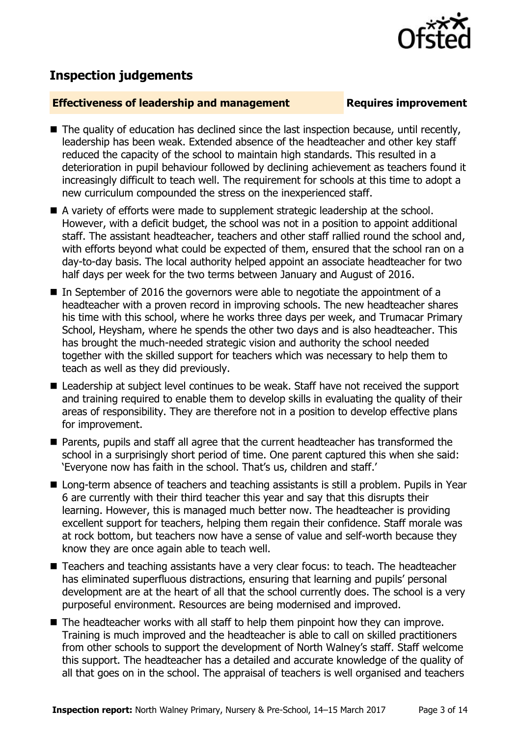## Inspection judgements

**Effectiveness of leadership and management** **Requires improvement**

- The quality of education has declined since the last inspection because, until recently, leadership has been weak. Extended absence of the headteacher and other key staff reduced the capacity of the school to maintain high standards. This resulted in a deterioration in pupil behaviour followed by declining achievement as teachers found it increasingly difficult to teach well. The requirement for schools at this time to adopt a new curriculum compounded the stress on the inexperienced staff.
- A variety of efforts were made to supplement strategic leadership at the school. However, with a deficit budget, the school was not in a position to appoint additional staff. The assistant headteacher, teachers and other staff rallied round the school and, with efforts beyond what could be expected of them, ensured that the school ran on a day-to-day basis. The local authority helped appoint an associate headteacher for two half days per week for the two terms between January and August of 2016.
- In September of 2016 the governors were able to negotiate the appointment of a headteacher with a proven record in improving schools. The new headteacher shares his time with this school, where he works three days per week, and Trumacar Primary School, Heysham, where he spends the other two days and is also headteacher. This has brought the much-needed strategic vision and authority the school needed together with the skilled support for teachers which was necessary to help them to teach as well as they did previously.
- Leadership at subject level continues to be weak. Staff have not received the support and training required to enable them to develop skills in evaluating the quality of their areas of responsibility. They are therefore not in a position to develop effective plans for improvement.
- Parents, pupils and staff all agree that the current headteacher has transformed the school in a surprisingly short period of time. One parent captured this when she said: 'Everyone now has faith in the school. That's us, children and staff.'
- Long-term absence of teachers and teaching assistants is still a problem. Pupils in Year 6 are currently with their third teacher this year and say that this disrupts their learning. However, this is managed much better now. The headteacher is providing excellent support for teachers, helping them regain their confidence. Staff morale was at rock bottom, but teachers now have a sense of value and self-worth because they know they are once again able to teach well.
- Teachers and teaching assistants have a very clear focus: to teach. The headteacher has eliminated superfluous distractions, ensuring that learning and pupils' personal development are at the heart of all that the school currently does. The school is a very purposeful environment. Resources are being modernised and improved.
- The headteacher works with all staff to help them pinpoint how they can improve. Training is much improved and the headteacher is able to call on skilled practitioners from other schools to support the development of North Walney's staff. Staff welcome this support. The headteacher has a detailed and accurate knowledge of the quality of all that goes on in the school. The appraisal of teachers is well organised and teachers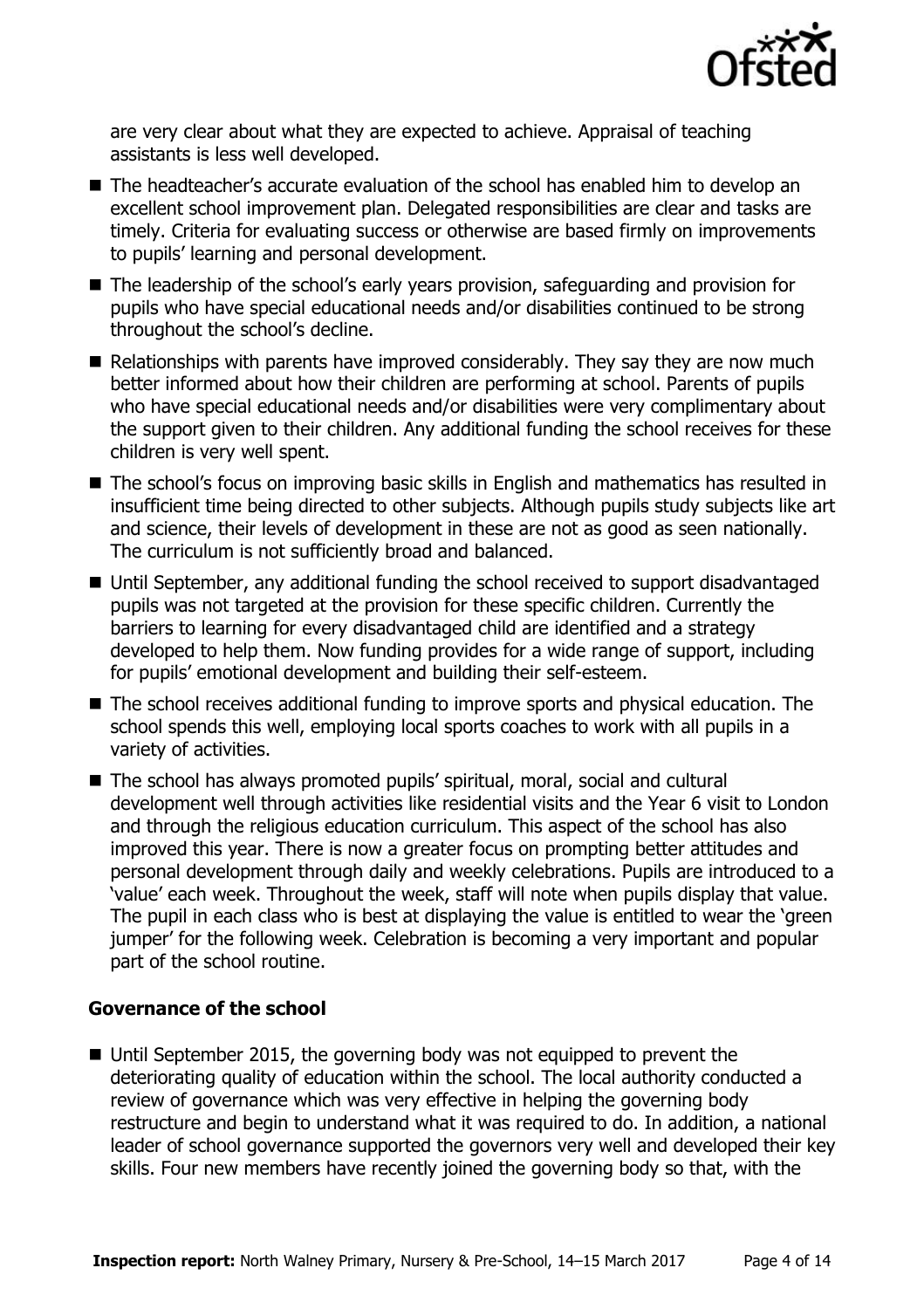are very clear about what they are expected to achieve. Appraisal of teaching assistants is less well developed.

- The headteacher's accurate evaluation of the school has enabled him to develop an excellent school improvement plan. Delegated responsibilities are clear and tasks are timely. Criteria for evaluating success or otherwise are based firmly on improvements to pupils' learning and personal development.
- The leadership of the school's early years provision, safeguarding and provision for pupils who have special educational needs and/or disabilities continued to be strong throughout the school's decline.
- Relationships with parents have improved considerably. They say they are now much better informed about how their children are performing at school. Parents of pupils who have special educational needs and/or disabilities were very complimentary about the support given to their children. Any additional funding the school receives for these children is very well spent.
- The school's focus on improving basic skills in English and mathematics has resulted in insufficient time being directed to other subjects. Although pupils study subjects like art and science, their levels of development in these are not as good as seen nationally. The curriculum is not sufficiently broad and balanced.
- Until September, any additional funding the school received to support disadvantaged pupils was not targeted at the provision for these specific children. Currently the barriers to learning for every disadvantaged child are identified and a strategy developed to help them. Now funding provides for a wide range of support, including for pupils' emotional development and building their self-esteem.
- The school receives additional funding to improve sports and physical education. The school spends this well, employing local sports coaches to work with all pupils in a variety of activities.
- The school has always promoted pupils' spiritual, moral, social and cultural development well through activities like residential visits and the Year 6 visit to London and through the religious education curriculum. This aspect of the school has also improved this year. There is now a greater focus on prompting better attitudes and personal development through daily and weekly celebrations. Pupils are introduced to a 'value' each week. Throughout the week, staff will note when pupils display that value. The pupil in each class who is best at displaying the value is entitled to wear the 'green jumper' for the following week. Celebration is becoming a very important and popular part of the school routine.

### Governance of the school

- Until September 2015, the governing body was not equipped to prevent the deteriorating quality of education within the school. The local authority conducted a review of governance which was very effective in helping the governing body restructure and begin to understand what it was required to do. In addition, a national leader of school governance supported the governors very well and developed their key skills. Four new members have recently joined the governing body so that, with the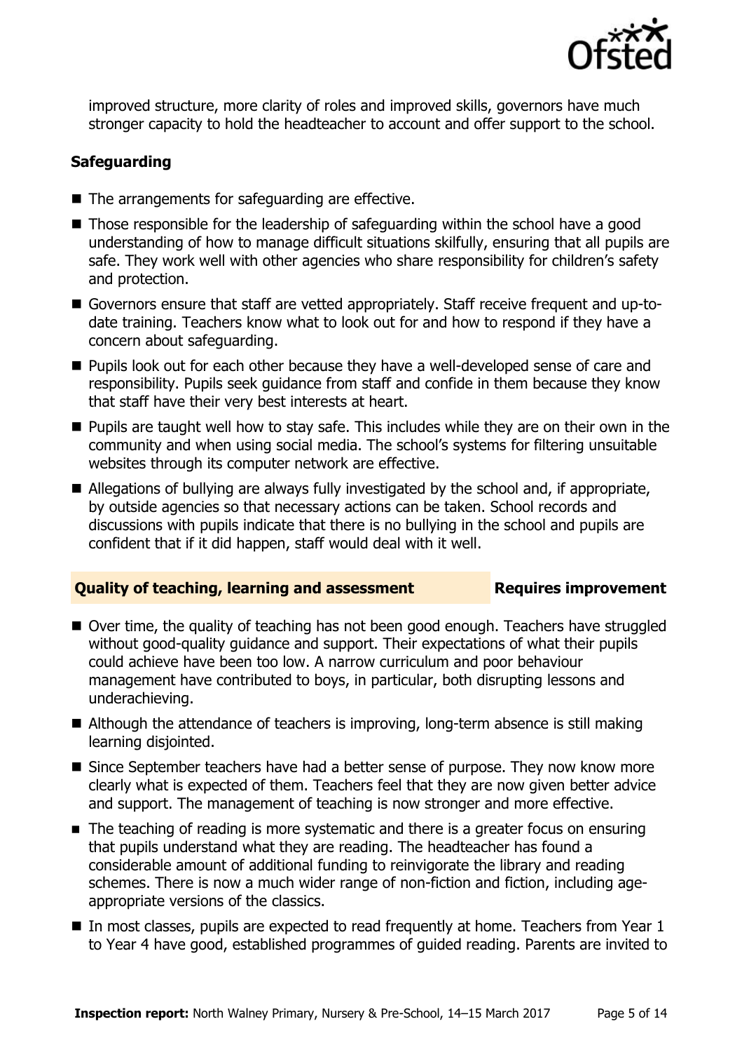improved structure, more clarity of roles and improved skills, governors have much stronger capacity to hold the headteacher to account and offer support to the school.

### Safeguarding

- The arrangements for safeguarding are effective.
- Those responsible for the leadership of safeguarding within the school have a good understanding of how to manage difficult situations skilfully, ensuring that all pupils are safe. They work well with other agencies who share responsibility for children's safety and protection.
- Governors ensure that staff are vetted appropriately. Staff receive frequent and up-to-date training. Teachers know what to look out for and how to respond if they have a concern about safeguarding.
- Pupils look out for each other because they have a well-developed sense of care and responsibility. Pupils seek guidance from staff and confide in them because they know that staff have their very best interests at heart.
- Pupils are taught well how to stay safe. This includes while they are on their own in the community and when using social media. The school's systems for filtering unsuitable websites through its computer network are effective.
- Allegations of bullying are always fully investigated by the school and, if appropriate, by outside agencies so that necessary actions can be taken. School records and discussions with pupils indicate that there is no bullying in the school and pupils are confident that if it did happen, staff would deal with it well.

## Quality of teaching, learning and assessment — Requires improvement

- Over time, the quality of teaching has not been good enough. Teachers have struggled without good-quality guidance and support. Their expectations of what their pupils could achieve have been too low. A narrow curriculum and poor behaviour management have contributed to boys, in particular, both disrupting lessons and underachieving.
- Although the attendance of teachers is improving, long-term absence is still making learning disjointed.
- Since September teachers have had a better sense of purpose. They now know more clearly what is expected of them. Teachers feel that they are now given better advice and support. The management of teaching is now stronger and more effective.
- The teaching of reading is more systematic and there is a greater focus on ensuring that pupils understand what they are reading. The headteacher has found a considerable amount of additional funding to reinvigorate the library and reading schemes. There is now a much wider range of non-fiction and fiction, including age-appropriate versions of the classics.
- In most classes, pupils are expected to read frequently at home. Teachers from Year 1 to Year 4 have good, established programmes of guided reading. Parents are invited to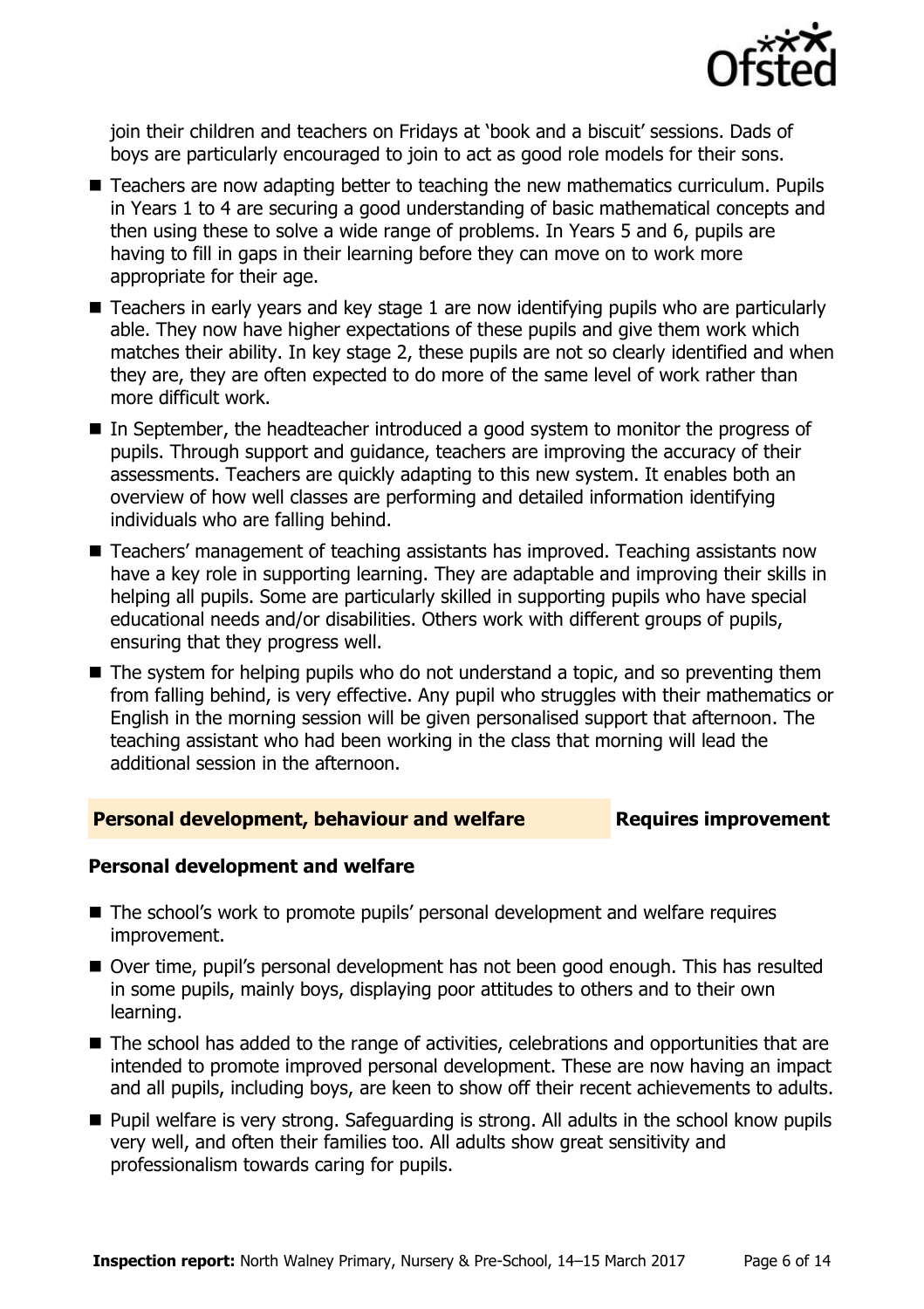join their children and teachers on Fridays at 'book and a biscuit' sessions. Dads of boys are particularly encouraged to join to act as good role models for their sons.

- Teachers are now adapting better to teaching the new mathematics curriculum. Pupils in Years 1 to 4 are securing a good understanding of basic mathematical concepts and then using these to solve a wide range of problems. In Years 5 and 6, pupils are having to fill in gaps in their learning before they can move on to work more appropriate for their age.
- Teachers in early years and key stage 1 are now identifying pupils who are particularly able. They now have higher expectations of these pupils and give them work which matches their ability. In key stage 2, these pupils are not so clearly identified and when they are, they are often expected to do more of the same level of work rather than more difficult work.
- In September, the headteacher introduced a good system to monitor the progress of pupils. Through support and guidance, teachers are improving the accuracy of their assessments. Teachers are quickly adapting to this new system. It enables both an overview of how well classes are performing and detailed information identifying individuals who are falling behind.
- Teachers' management of teaching assistants has improved. Teaching assistants now have a key role in supporting learning. They are adaptable and improving their skills in helping all pupils. Some are particularly skilled in supporting pupils who have special educational needs and/or disabilities. Others work with different groups of pupils, ensuring that they progress well.
- The system for helping pupils who do not understand a topic, and so preventing them from falling behind, is very effective. Any pupil who struggles with their mathematics or English in the morning session will be given personalised support that afternoon. The teaching assistant who had been working in the class that morning will lead the additional session in the afternoon.

## Personal development, behaviour and welfare — Requires improvement

### Personal development and welfare

- The school's work to promote pupils' personal development and welfare requires improvement.
- Over time, pupil's personal development has not been good enough. This has resulted in some pupils, mainly boys, displaying poor attitudes to others and to their own learning.
- The school has added to the range of activities, celebrations and opportunities that are intended to promote improved personal development. These are now having an impact and all pupils, including boys, are keen to show off their recent achievements to adults.
- Pupil welfare is very strong. Safeguarding is strong. All adults in the school know pupils very well, and often their families too. All adults show great sensitivity and professionalism towards caring for pupils.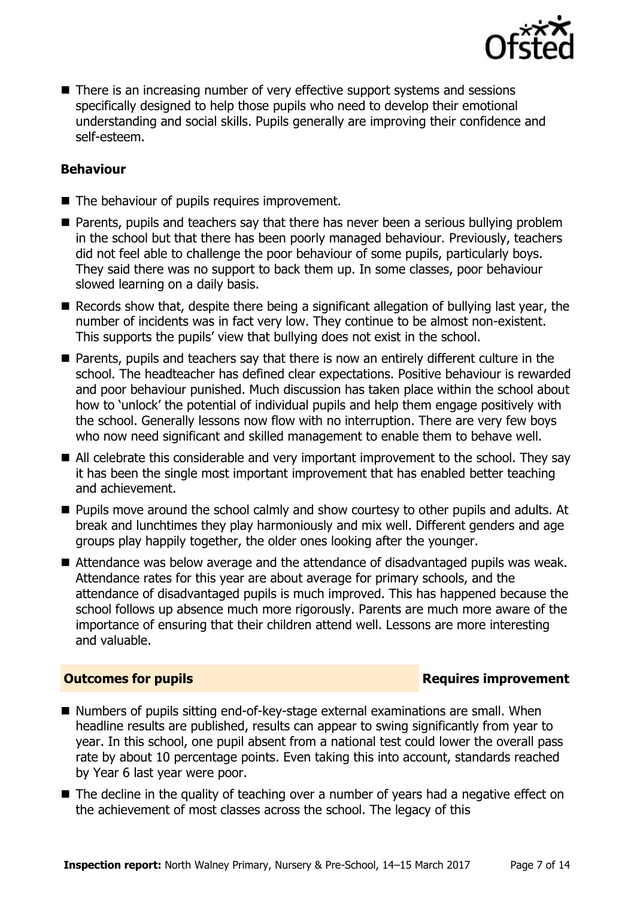- There is an increasing number of very effective support systems and sessions specifically designed to help those pupils who need to develop their emotional understanding and social skills. Pupils generally are improving their confidence and self-esteem.

### Behaviour

- The behaviour of pupils requires improvement.
- Parents, pupils and teachers say that there has never been a serious bullying problem in the school but that there has been poorly managed behaviour. Previously, teachers did not feel able to challenge the poor behaviour of some pupils, particularly boys. They said there was no support to back them up. In some classes, poor behaviour slowed learning on a daily basis.
- Records show that, despite there being a significant allegation of bullying last year, the number of incidents was in fact very low. They continue to be almost non-existent. This supports the pupils' view that bullying does not exist in the school.
- Parents, pupils and teachers say that there is now an entirely different culture in the school. The headteacher has defined clear expectations. Positive behaviour is rewarded and poor behaviour punished. Much discussion has taken place within the school about how to 'unlock' the potential of individual pupils and help them engage positively with the school. Generally lessons now flow with no interruption. There are very few boys who now need significant and skilled management to enable them to behave well.
- All celebrate this considerable and very important improvement to the school. They say it has been the single most important improvement that has enabled better teaching and achievement.
- Pupils move around the school calmly and show courtesy to other pupils and adults. At break and lunchtimes they play harmoniously and mix well. Different genders and age groups play happily together, the older ones looking after the younger.
- Attendance was below average and the attendance of disadvantaged pupils was weak. Attendance rates for this year are about average for primary schools, and the attendance of disadvantaged pupils is much improved. This has happened because the school follows up absence much more rigorously. Parents are much more aware of the importance of ensuring that their children attend well. Lessons are more interesting and valuable.

## Outcomes for pupils — Requires improvement

- Numbers of pupils sitting end-of-key-stage external examinations are small. When headline results are published, results can appear to swing significantly from year to year. In this school, one pupil absent from a national test could lower the overall pass rate by about 10 percentage points. Even taking this into account, standards reached by Year 6 last year were poor.
- The decline in the quality of teaching over a number of years had a negative effect on the achievement of most classes across the school. The legacy of this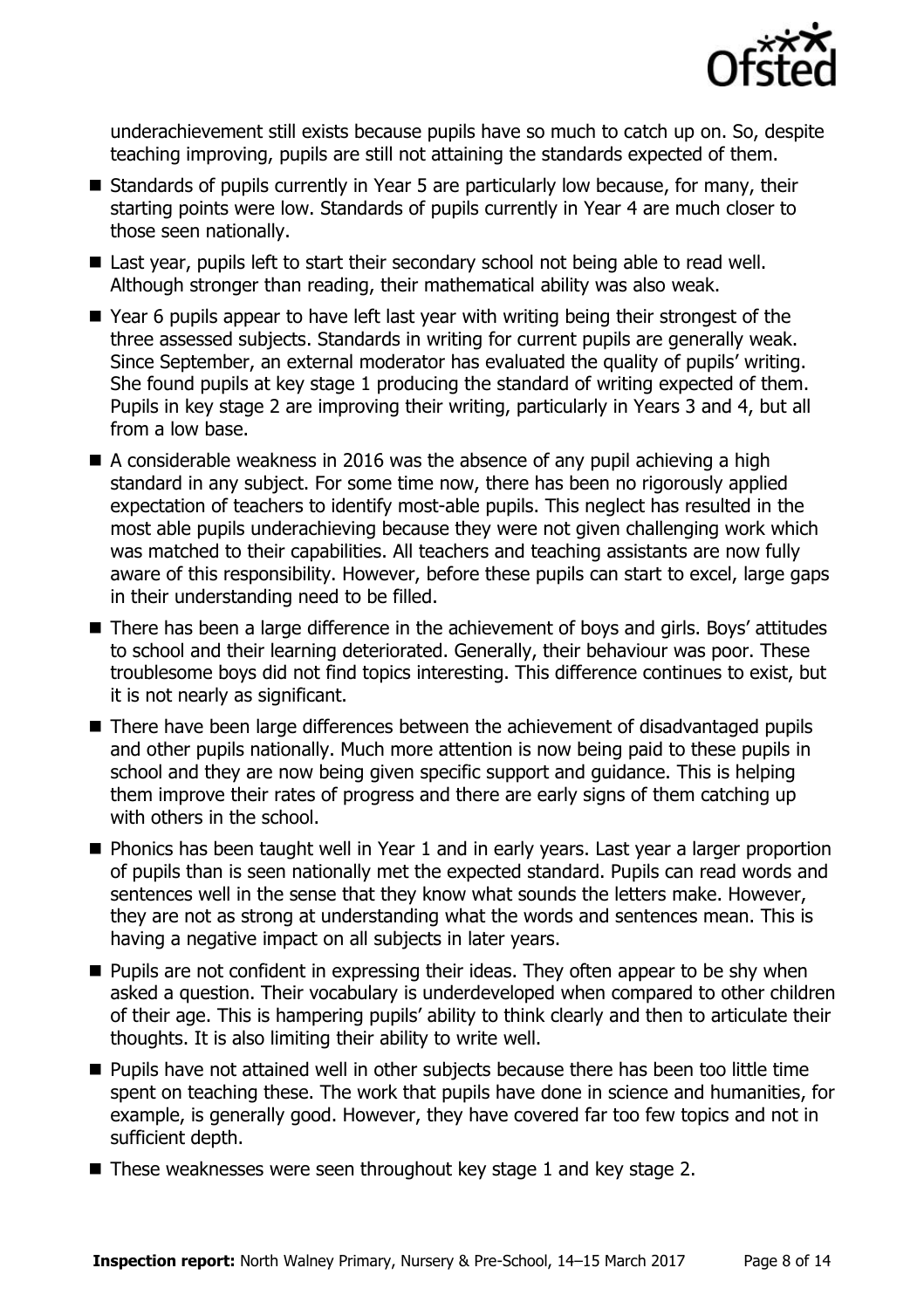underachievement still exists because pupils have so much to catch up on. So, despite teaching improving, pupils are still not attaining the standards expected of them.

- Standards of pupils currently in Year 5 are particularly low because, for many, their starting points were low. Standards of pupils currently in Year 4 are much closer to those seen nationally.
- Last year, pupils left to start their secondary school not being able to read well. Although stronger than reading, their mathematical ability was also weak.
- Year 6 pupils appear to have left last year with writing being their strongest of the three assessed subjects. Standards in writing for current pupils are generally weak. Since September, an external moderator has evaluated the quality of pupils' writing. She found pupils at key stage 1 producing the standard of writing expected of them. Pupils in key stage 2 are improving their writing, particularly in Years 3 and 4, but all from a low base.
- A considerable weakness in 2016 was the absence of any pupil achieving a high standard in any subject. For some time now, there has been no rigorously applied expectation of teachers to identify most-able pupils. This neglect has resulted in the most able pupils underachieving because they were not given challenging work which was matched to their capabilities. All teachers and teaching assistants are now fully aware of this responsibility. However, before these pupils can start to excel, large gaps in their understanding need to be filled.
- There has been a large difference in the achievement of boys and girls. Boys' attitudes to school and their learning deteriorated. Generally, their behaviour was poor. These troublesome boys did not find topics interesting. This difference continues to exist, but it is not nearly as significant.
- There have been large differences between the achievement of disadvantaged pupils and other pupils nationally. Much more attention is now being paid to these pupils in school and they are now being given specific support and guidance. This is helping them improve their rates of progress and there are early signs of them catching up with others in the school.
- Phonics has been taught well in Year 1 and in early years. Last year a larger proportion of pupils than is seen nationally met the expected standard. Pupils can read words and sentences well in the sense that they know what sounds the letters make. However, they are not as strong at understanding what the words and sentences mean. This is having a negative impact on all subjects in later years.
- Pupils are not confident in expressing their ideas. They often appear to be shy when asked a question. Their vocabulary is underdeveloped when compared to other children of their age. This is hampering pupils' ability to think clearly and then to articulate their thoughts. It is also limiting their ability to write well.
- Pupils have not attained well in other subjects because there has been too little time spent on teaching these. The work that pupils have done in science and humanities, for example, is generally good. However, they have covered far too few topics and not in sufficient depth.
- These weaknesses were seen throughout key stage 1 and key stage 2.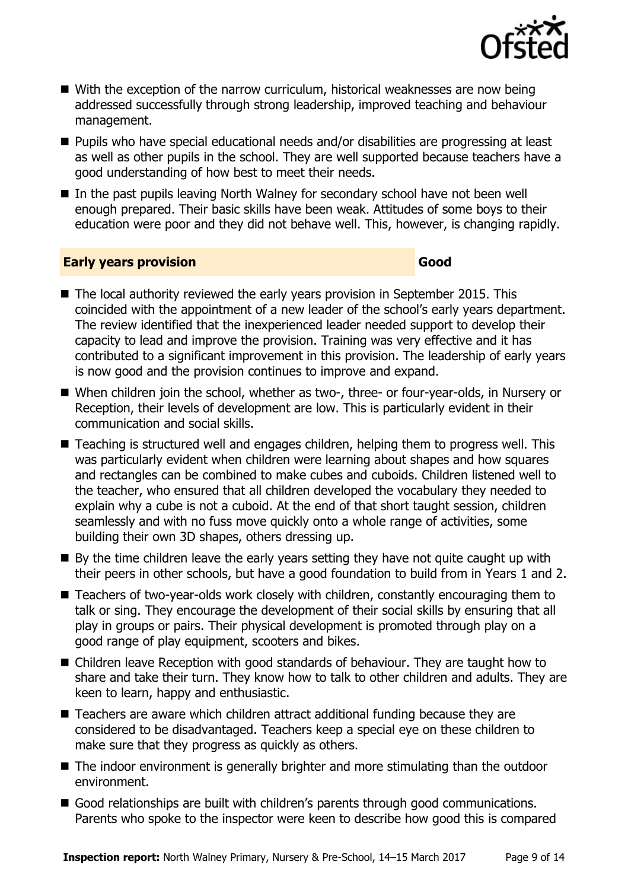- With the exception of the narrow curriculum, historical weaknesses are now being addressed successfully through strong leadership, improved teaching and behaviour management.
- Pupils who have special educational needs and/or disabilities are progressing at least as well as other pupils in the school. They are well supported because teachers have a good understanding of how best to meet their needs.
- In the past pupils leaving North Walney for secondary school have not been well enough prepared. Their basic skills have been weak. Attitudes of some boys to their education were poor and they did not behave well. This, however, is changing rapidly.

## Early years provision — Good

- The local authority reviewed the early years provision in September 2015. This coincided with the appointment of a new leader of the school's early years department. The review identified that the inexperienced leader needed support to develop their capacity to lead and improve the provision. Training was very effective and it has contributed to a significant improvement in this provision. The leadership of early years is now good and the provision continues to improve and expand.
- When children join the school, whether as two-, three- or four-year-olds, in Nursery or Reception, their levels of development are low. This is particularly evident in their communication and social skills.
- Teaching is structured well and engages children, helping them to progress well. This was particularly evident when children were learning about shapes and how squares and rectangles can be combined to make cubes and cuboids. Children listened well to the teacher, who ensured that all children developed the vocabulary they needed to explain why a cube is not a cuboid. At the end of that short taught session, children seamlessly and with no fuss move quickly onto a whole range of activities, some building their own 3D shapes, others dressing up.
- By the time children leave the early years setting they have not quite caught up with their peers in other schools, but have a good foundation to build from in Years 1 and 2.
- Teachers of two-year-olds work closely with children, constantly encouraging them to talk or sing. They encourage the development of their social skills by ensuring that all play in groups or pairs. Their physical development is promoted through play on a good range of play equipment, scooters and bikes.
- Children leave Reception with good standards of behaviour. They are taught how to share and take their turn. They know how to talk to other children and adults. They are keen to learn, happy and enthusiastic.
- Teachers are aware which children attract additional funding because they are considered to be disadvantaged. Teachers keep a special eye on these children to make sure that they progress as quickly as others.
- The indoor environment is generally brighter and more stimulating than the outdoor environment.
- Good relationships are built with children's parents through good communications. Parents who spoke to the inspector were keen to describe how good this is compared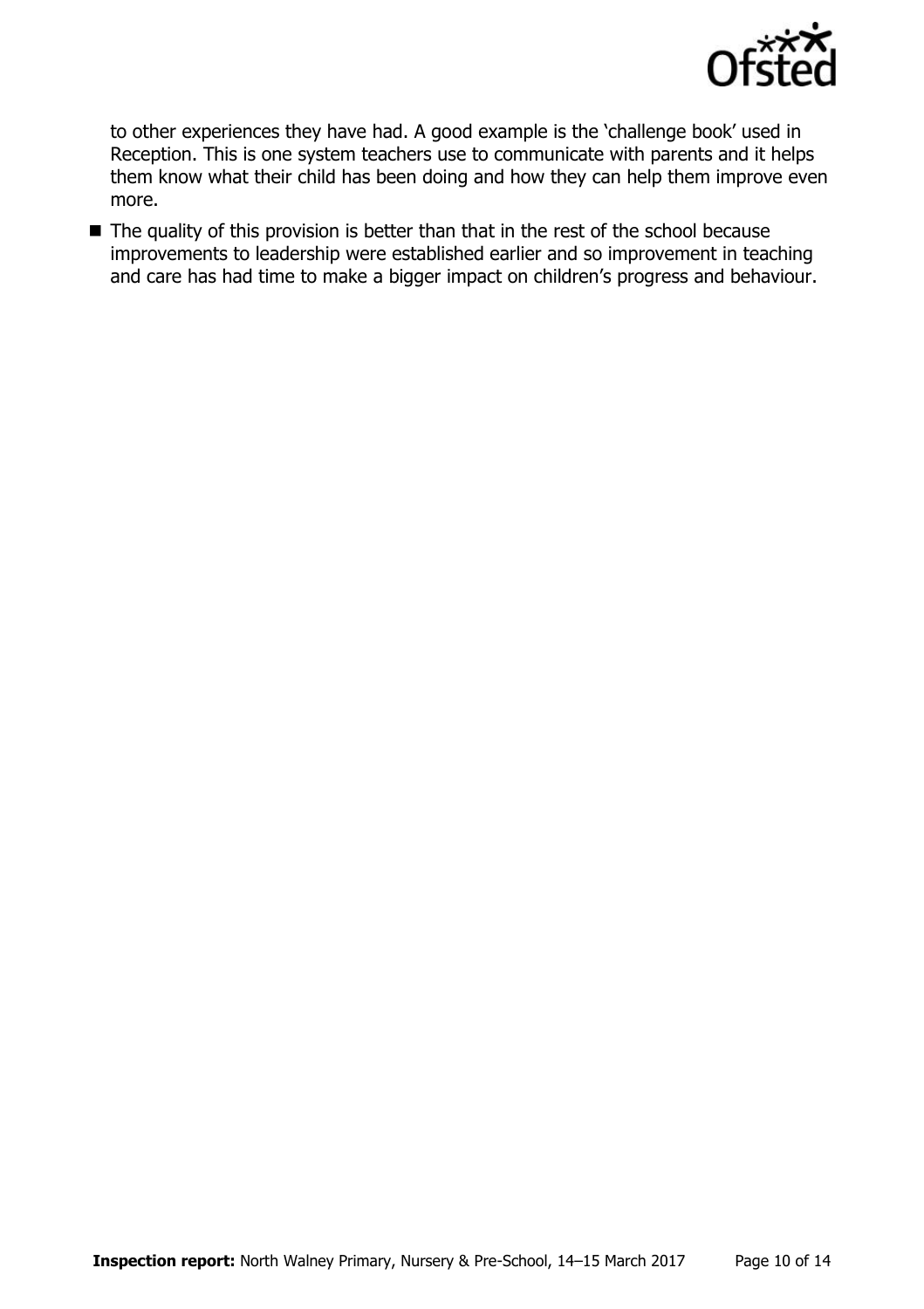to other experiences they have had. A good example is the 'challenge book' used in Reception. This is one system teachers use to communicate with parents and it helps them know what their child has been doing and how they can help them improve even more.

- The quality of this provision is better than that in the rest of the school because improvements to leadership were established earlier and so improvement in teaching and care has had time to make a bigger impact on children's progress and behaviour.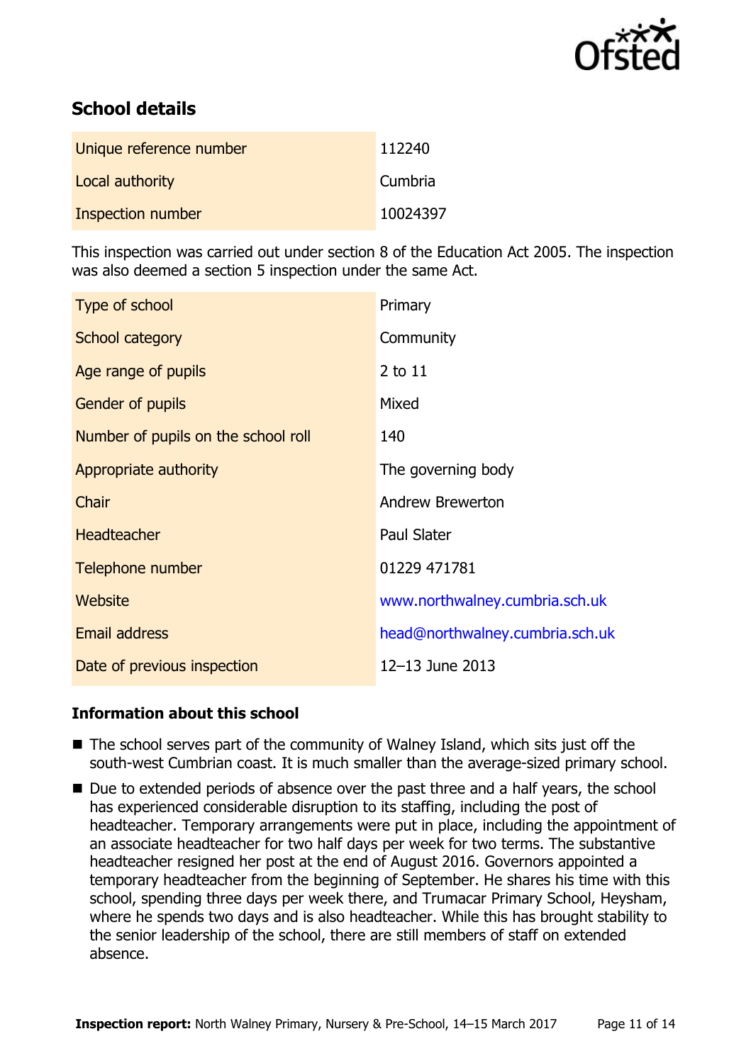## School details

| | |
|---|---|
| Unique reference number | 112240 |
| Local authority | Cumbria |
| Inspection number | 10024397 |

This inspection was carried out under section 8 of the Education Act 2005. The inspection was also deemed a section 5 inspection under the same Act.

| | |
|---|---|
| Type of school | Primary |
| School category | Community |
| Age range of pupils | 2 to 11 |
| Gender of pupils | Mixed |
| Number of pupils on the school roll | 140 |
| Appropriate authority | The governing body |
| Chair | Andrew Brewerton |
| Headteacher | Paul Slater |
| Telephone number | 01229 471781 |
| Website | www.northwalney.cumbria.sch.uk |
| Email address | head@northwalney.cumbria.sch.uk |
| Date of previous inspection | 12–13 June 2013 |

### Information about this school

- The school serves part of the community of Walney Island, which sits just off the south-west Cumbrian coast. It is much smaller than the average-sized primary school.
- Due to extended periods of absence over the past three and a half years, the school has experienced considerable disruption to its staffing, including the post of headteacher. Temporary arrangements were put in place, including the appointment of an associate headteacher for two half days per week for two terms. The substantive headteacher resigned her post at the end of August 2016. Governors appointed a temporary headteacher from the beginning of September. He shares his time with this school, spending three days per week there, and Trumacar Primary School, Heysham, where he spends two days and is also headteacher. While this has brought stability to the senior leadership of the school, there are still members of staff on extended absence.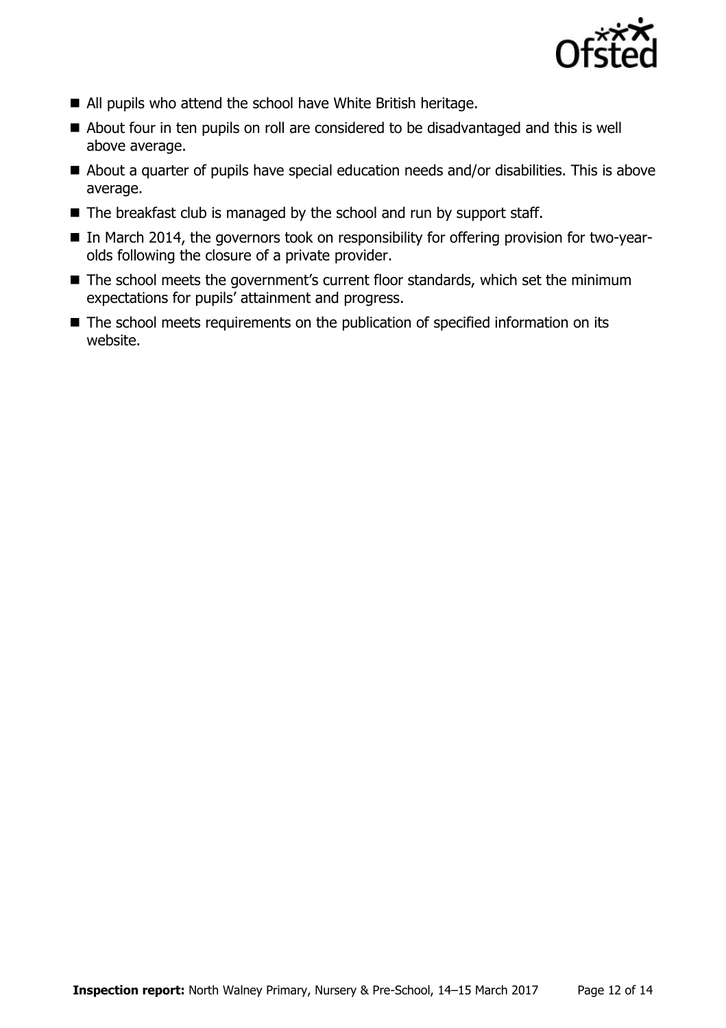- All pupils who attend the school have White British heritage.
- About four in ten pupils on roll are considered to be disadvantaged and this is well above average.
- About a quarter of pupils have special education needs and/or disabilities. This is above average.
- The breakfast club is managed by the school and run by support staff.
- In March 2014, the governors took on responsibility for offering provision for two-year-olds following the closure of a private provider.
- The school meets the government's current floor standards, which set the minimum expectations for pupils' attainment and progress.
- The school meets requirements on the publication of specified information on its website.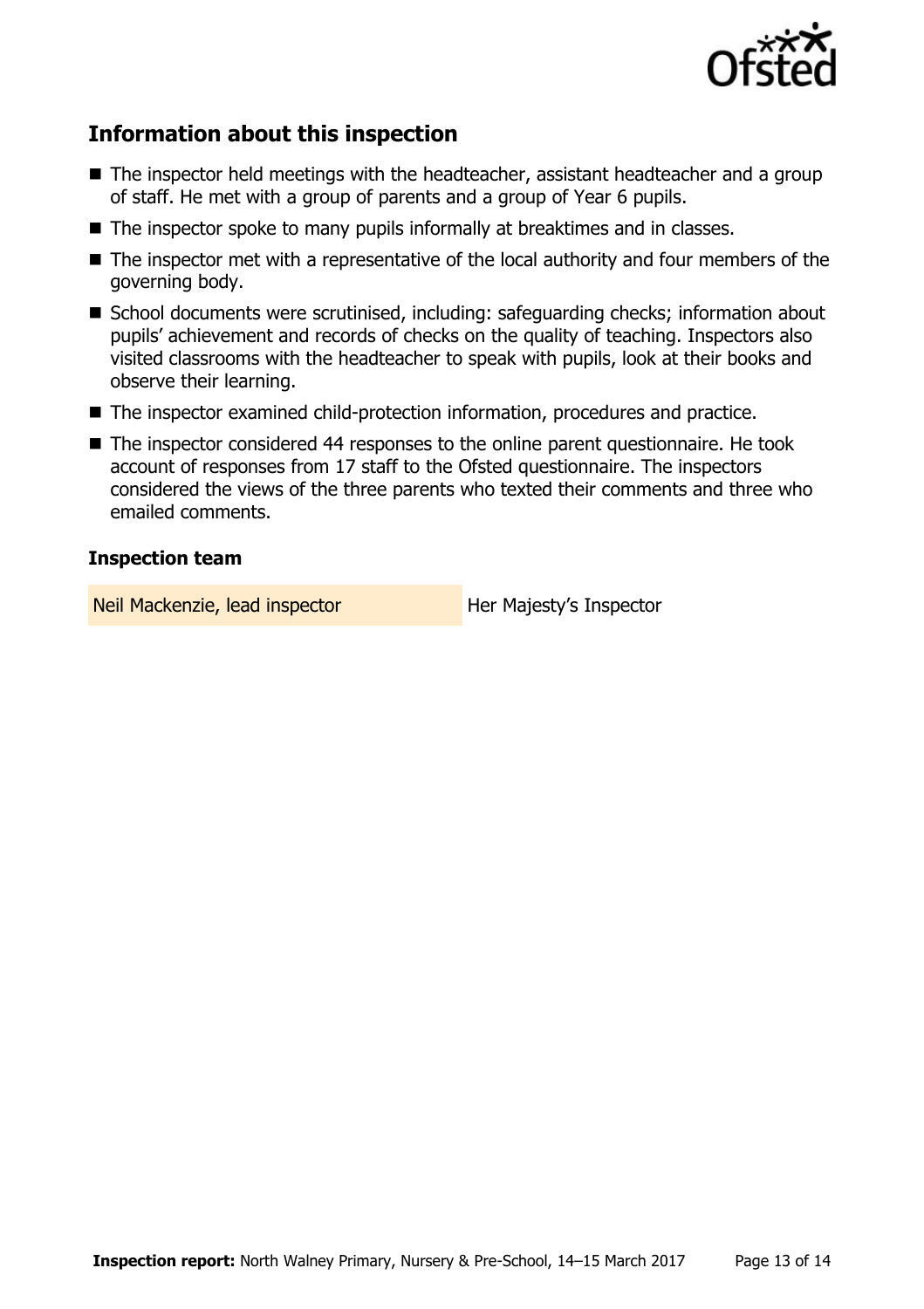## Information about this inspection

- The inspector held meetings with the headteacher, assistant headteacher and a group of staff. He met with a group of parents and a group of Year 6 pupils.
- The inspector spoke to many pupils informally at breaktimes and in classes.
- The inspector met with a representative of the local authority and four members of the governing body.
- School documents were scrutinised, including: safeguarding checks; information about pupils' achievement and records of checks on the quality of teaching. Inspectors also visited classrooms with the headteacher to speak with pupils, look at their books and observe their learning.
- The inspector examined child-protection information, procedures and practice.
- The inspector considered 44 responses to the online parent questionnaire. He took account of responses from 17 staff to the Ofsted questionnaire. The inspectors considered the views of the three parents who texted their comments and three who emailed comments.

### Inspection team

| | |
|---|---|
| Neil Mackenzie, lead inspector | Her Majesty's Inspector |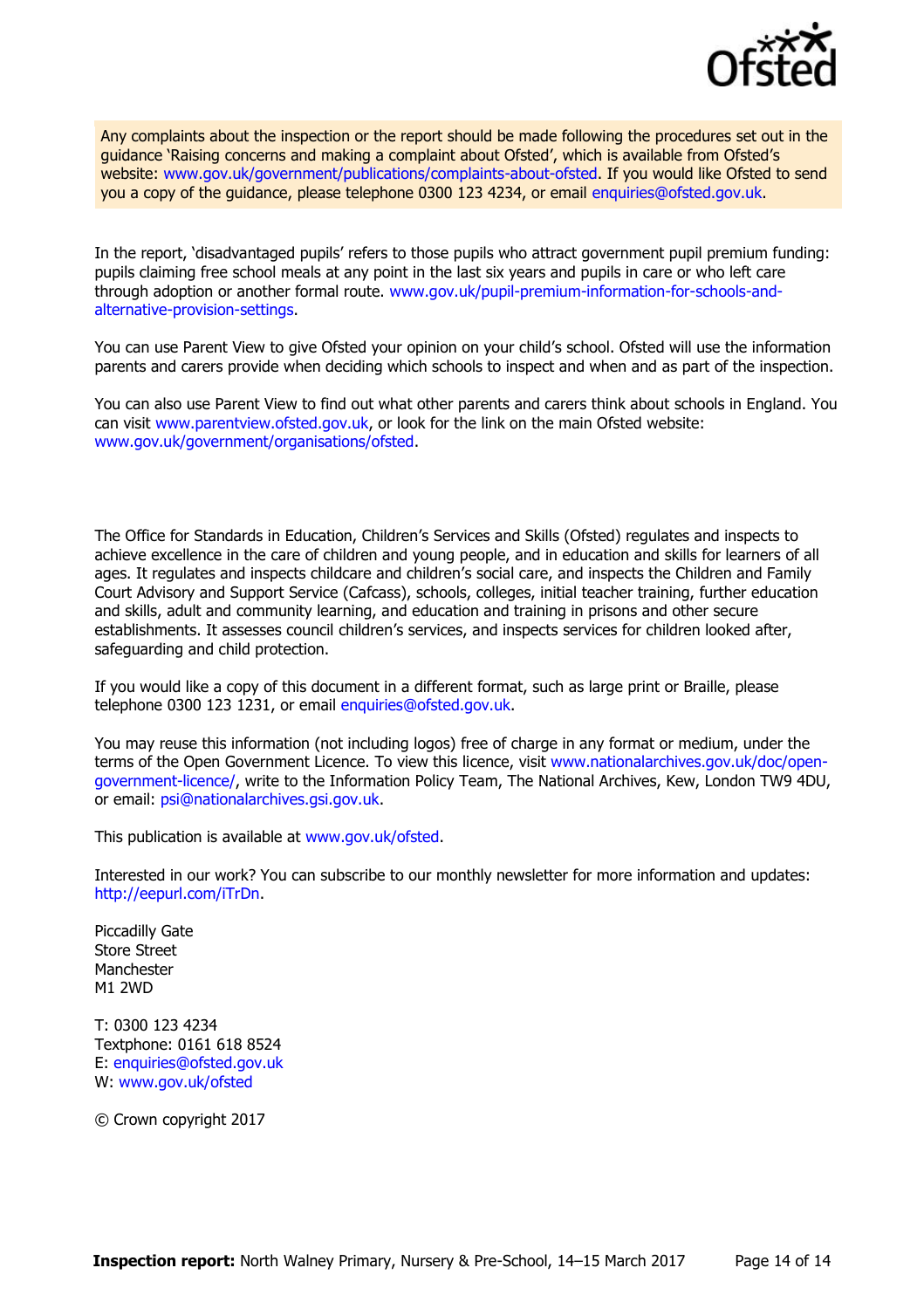Any complaints about the inspection or the report should be made following the procedures set out in the guidance 'Raising concerns and making a complaint about Ofsted', which is available from Ofsted's website: www.gov.uk/government/publications/complaints-about-ofsted. If you would like Ofsted to send you a copy of the guidance, please telephone 0300 123 4234, or email enquiries@ofsted.gov.uk.

In the report, 'disadvantaged pupils' refers to those pupils who attract government pupil premium funding: pupils claiming free school meals at any point in the last six years and pupils in care or who left care through adoption or another formal route. www.gov.uk/pupil-premium-information-for-schools-and-alternative-provision-settings.

You can use Parent View to give Ofsted your opinion on your child's school. Ofsted will use the information parents and carers provide when deciding which schools to inspect and when and as part of the inspection.

You can also use Parent View to find out what other parents and carers think about schools in England. You can visit www.parentview.ofsted.gov.uk, or look for the link on the main Ofsted website: www.gov.uk/government/organisations/ofsted.

The Office for Standards in Education, Children's Services and Skills (Ofsted) regulates and inspects to achieve excellence in the care of children and young people, and in education and skills for learners of all ages. It regulates and inspects childcare and children's social care, and inspects the Children and Family Court Advisory and Support Service (Cafcass), schools, colleges, initial teacher training, further education and skills, adult and community learning, and education and training in prisons and other secure establishments. It assesses council children's services, and inspects services for children looked after, safeguarding and child protection.

If you would like a copy of this document in a different format, such as large print or Braille, please telephone 0300 123 1231, or email enquiries@ofsted.gov.uk.

You may reuse this information (not including logos) free of charge in any format or medium, under the terms of the Open Government Licence. To view this licence, visit www.nationalarchives.gov.uk/doc/open-government-licence/, write to the Information Policy Team, The National Archives, Kew, London TW9 4DU, or email: psi@nationalarchives.gsi.gov.uk.

This publication is available at www.gov.uk/ofsted.

Interested in our work? You can subscribe to our monthly newsletter for more information and updates: http://eepurl.com/iTrDn.

Piccadilly Gate
Store Street
Manchester
M1 2WD

T: 0300 123 4234
Textphone: 0161 618 8524
E: enquiries@ofsted.gov.uk
W: www.gov.uk/ofsted

© Crown copyright 2017